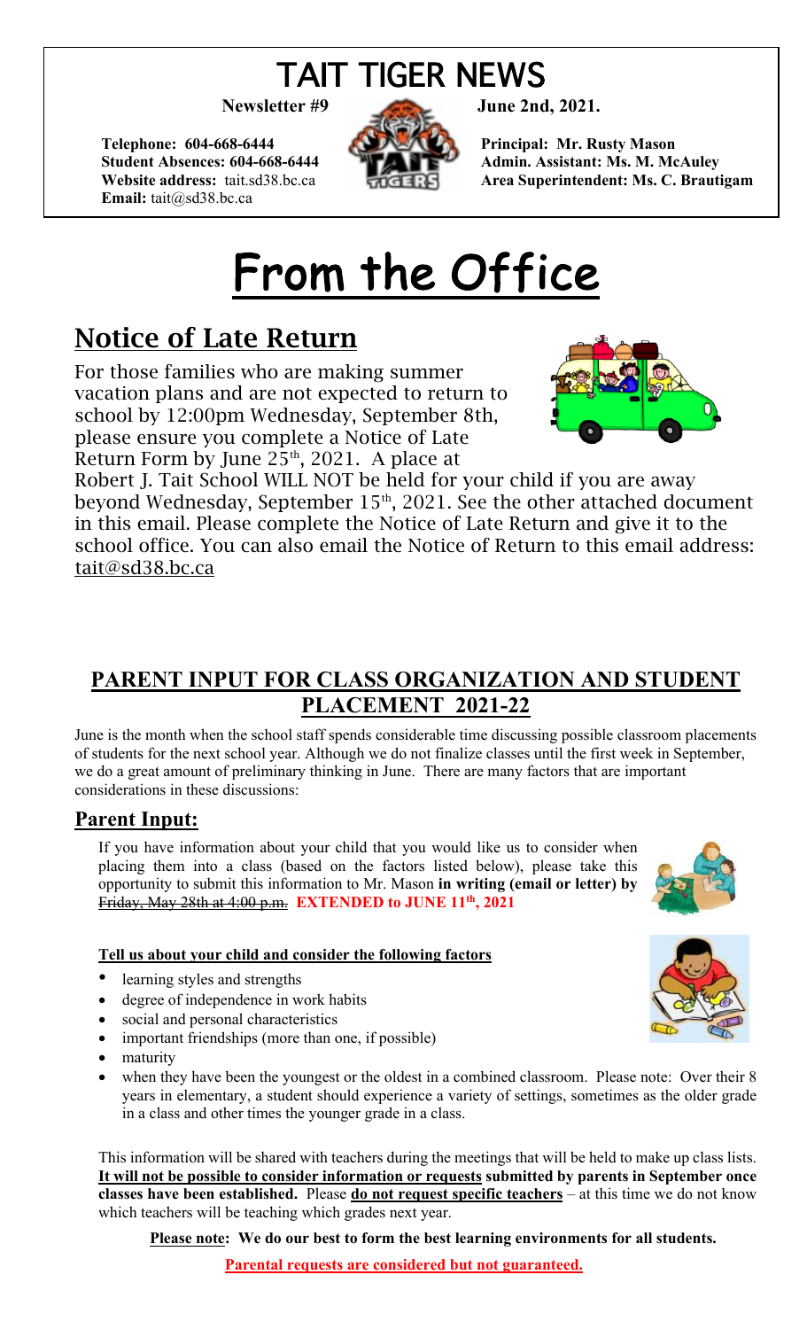# TAIT TIGER NEWS

**Newsletter #9** **June 2nd, 2021.**

**Telephone: 604-668-6444**
**Student Absences: 604-668-6444**
**Website address:** tait.sd38.bc.ca
**Email:** tait@sd38.bc.ca

**Principal: Mr. Rusty Mason**
**Admin. Assistant: Ms. M. McAuley**
**Area Superintendent: Ms. C. Brautigam**

# From the Office

## Notice of Late Return

For those families who are making summer vacation plans and are not expected to return to school by 12:00pm Wednesday, September 8th, please ensure you complete a Notice of Late Return Form by June 25th, 2021. A place at Robert J. Tait School WILL NOT be held for your child if you are away beyond Wednesday, September 15th, 2021. See the other attached document in this email. Please complete the Notice of Late Return and give it to the school office. You can also email the Notice of Return to this email address: tait@sd38.bc.ca

## PARENT INPUT FOR CLASS ORGANIZATION AND STUDENT PLACEMENT 2021-22

June is the month when the school staff spends considerable time discussing possible classroom placements of students for the next school year. Although we do not finalize classes until the first week in September, we do a great amount of preliminary thinking in June. There are many factors that are important considerations in these discussions:

### Parent Input:

If you have information about your child that you would like us to consider when placing them into a class (based on the factors listed below), please take this opportunity to submit this information to Mr. Mason **in writing (email or letter) by** ~~Friday, May 28th at 4:00 p.m.~~ **EXTENDED to JUNE 11th, 2021**

**Tell us about your child and consider the following factors**

- learning styles and strengths
- degree of independence in work habits
- social and personal characteristics
- important friendships (more than one, if possible)
- maturity
- when they have been the youngest or the oldest in a combined classroom. Please note: Over their 8 years in elementary, a student should experience a variety of settings, sometimes as the older grade in a class and other times the younger grade in a class.

This information will be shared with teachers during the meetings that will be held to make up class lists. **It will not be possible to consider information or requests submitted by parents in September once classes have been established.** Please **do not request specific teachers** – at this time we do not know which teachers will be teaching which grades next year.

**Please note: We do our best to form the best learning environments for all students.**

**Parental requests are considered but not guaranteed.**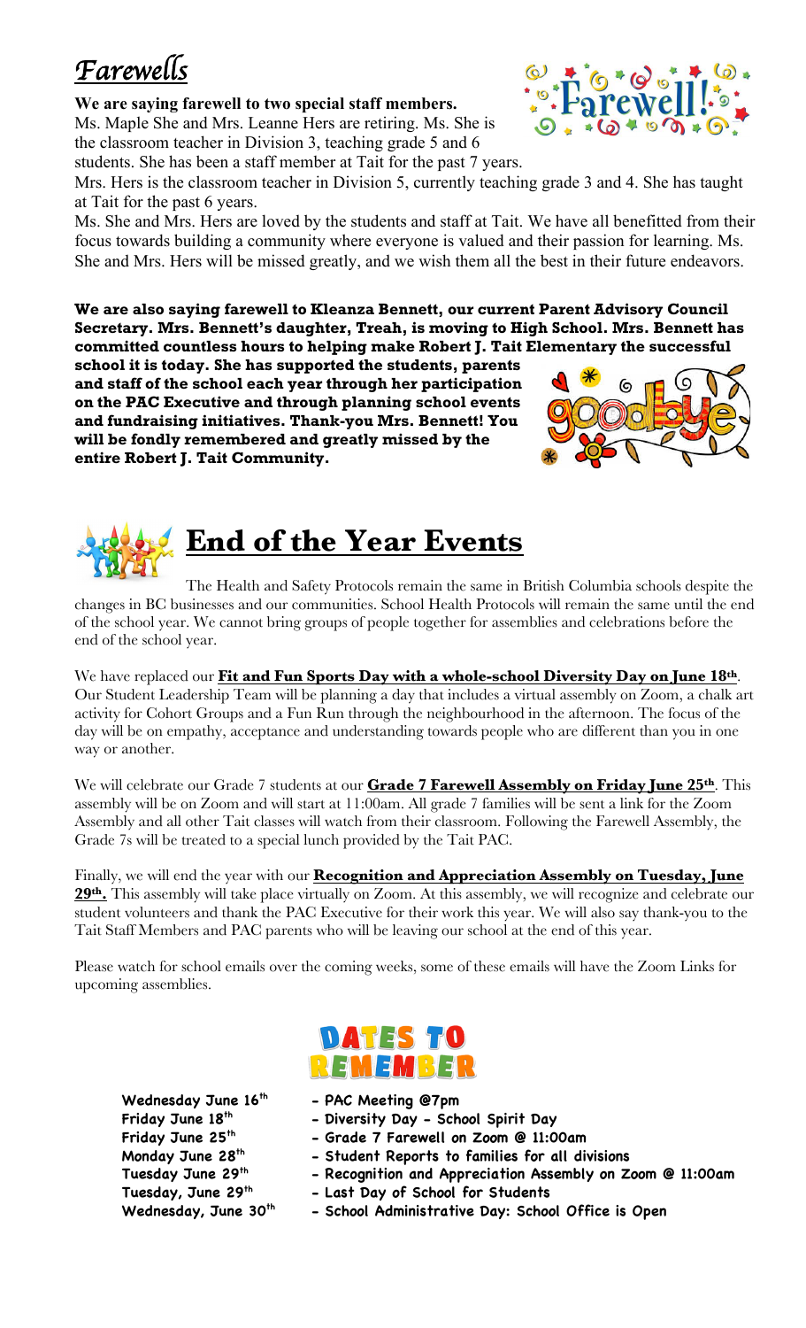# *Farewells*

**We are saying farewell to two special staff members.**

Ms. Maple She and Mrs. Leanne Hers are retiring. Ms. She is the classroom teacher in Division 3, teaching grade 5 and 6 students. She has been a staff member at Tait for the past 7 years.

Mrs. Hers is the classroom teacher in Division 5, currently teaching grade 3 and 4. She has taught at Tait for the past 6 years.

Ms. She and Mrs. Hers are loved by the students and staff at Tait. We have all benefitted from their focus towards building a community where everyone is valued and their passion for learning. Ms. She and Mrs. Hers will be missed greatly, and we wish them all the best in their future endeavors.

**We are also saying farewell to Kleanza Bennett, our current Parent Advisory Council Secretary. Mrs. Bennett's daughter, Treah, is moving to High School. Mrs. Bennett has committed countless hours to helping make Robert J. Tait Elementary the successful school it is today. She has supported the students, parents and staff of the school each year through her participation on the PAC Executive and through planning school events and fundraising initiatives. Thank-you Mrs. Bennett! You will be fondly remembered and greatly missed by the entire Robert J. Tait Community.**

# **End of the Year Events**

The Health and Safety Protocols remain the same in British Columbia schools despite the changes in BC businesses and our communities. School Health Protocols will remain the same until the end of the school year. We cannot bring groups of people together for assemblies and celebrations before the end of the school year.

We have replaced our **Fit and Fun Sports Day with a whole-school Diversity Day on June 18th**. Our Student Leadership Team will be planning a day that includes a virtual assembly on Zoom, a chalk art activity for Cohort Groups and a Fun Run through the neighbourhood in the afternoon. The focus of the day will be on empathy, acceptance and understanding towards people who are different than you in one way or another.

We will celebrate our Grade 7 students at our **Grade 7 Farewell Assembly on Friday June 25th**. This assembly will be on Zoom and will start at 11:00am. All grade 7 families will be sent a link for the Zoom Assembly and all other Tait classes will watch from their classroom. Following the Farewell Assembly, the Grade 7s will be treated to a special lunch provided by the Tait PAC.

Finally, we will end the year with our **Recognition and Appreciation Assembly on Tuesday, June 29th.** This assembly will take place virtually on Zoom. At this assembly, we will recognize and celebrate our student volunteers and thank the PAC Executive for their work this year. We will also say thank-you to the Tait Staff Members and PAC parents who will be leaving our school at the end of this year.

Please watch for school emails over the coming weeks, some of these emails will have the Zoom Links for upcoming assemblies.

## DATES TO REMEMBER

**Wednesday June 16th** - **PAC Meeting @7pm**
**Friday June 18th** - **Diversity Day - School Spirit Day**
**Friday June 25th** - **Grade 7 Farewell on Zoom @ 11:00am**
**Monday June 28th** - **Student Reports to families for all divisions**
**Tuesday June 29th** - **Recognition and Appreciation Assembly on Zoom @ 11:00am**
**Tuesday, June 29th** - **Last Day of School for Students**
**Wednesday, June 30th** - **School Administrative Day: School Office is Open**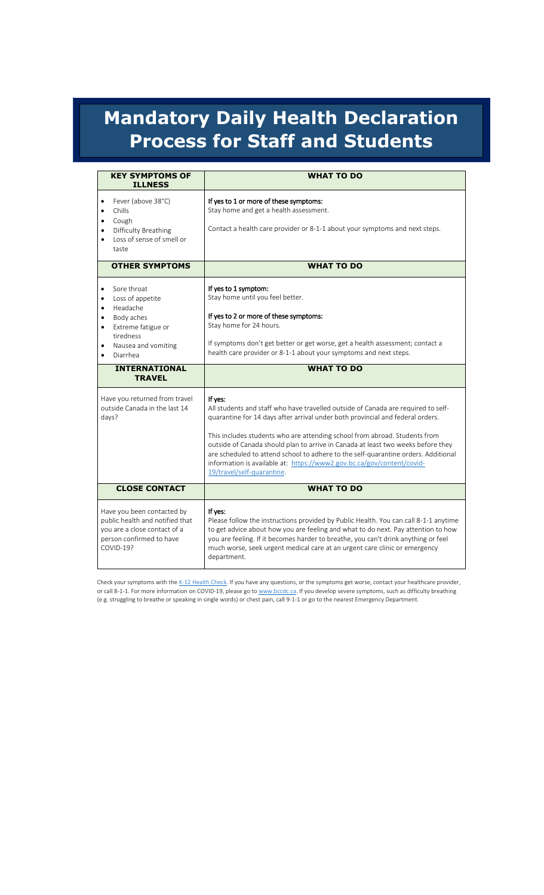# Mandatory Daily Health Declaration Process for Staff and Students

| KEY SYMPTOMS OF ILLNESS | WHAT TO DO |
| --- | --- |
| • Fever (above 38°C)<br>• Chills<br>• Cough<br>• Difficulty Breathing<br>• Loss of sense of smell or taste | If yes to 1 or more of these symptoms:<br>Stay home and get a health assessment.<br><br>Contact a health care provider or 8-1-1 about your symptoms and next steps. |
| **OTHER SYMPTOMS** | **WHAT TO DO** |
| • Sore throat<br>• Loss of appetite<br>• Headache<br>• Body aches<br>• Extreme fatigue or tiredness<br>• Nausea and vomiting<br>• Diarrhea | If yes to 1 symptom:<br>Stay home until you feel better.<br><br>If yes to 2 or more of these symptoms:<br>Stay home for 24 hours.<br><br>If symptoms don't get better or get worse, get a health assessment; contact a health care provider or 8-1-1 about your symptoms and next steps. |
| **INTERNATIONAL TRAVEL** | **WHAT TO DO** |
| Have you returned from travel outside Canada in the last 14 days? | If yes:<br>All students and staff who have travelled outside of Canada are required to self-quarantine for 14 days after arrival under both provincial and federal orders.<br><br>This includes students who are attending school from abroad. Students from outside of Canada should plan to arrive in Canada at least two weeks before they are scheduled to attend school to adhere to the self-quarantine orders. Additional information is available at: https://www2.gov.bc.ca/gov/content/covid-19/travel/self-quarantine. |
| **CLOSE CONTACT** | **WHAT TO DO** |
| Have you been contacted by public health and notified that you are a close contact of a person confirmed to have COVID-19? | If yes:<br>Please follow the instructions provided by Public Health. You can call 8-1-1 anytime to get advice about how you are feeling and what to do next. Pay attention to how you are feeling. If it becomes harder to breathe, you can't drink anything or feel much worse, seek urgent medical care at an urgent care clinic or emergency department. |

Check your symptoms with the K-12 Health Check. If you have any questions, or the symptoms get worse, contact your healthcare provider, or call 8-1-1. For more information on COVID-19, please go to www.bccdc.ca. If you develop severe symptoms, such as difficulty breathing (e.g. struggling to breathe or speaking in single words) or chest pain, call 9-1-1 or go to the nearest Emergency Department.